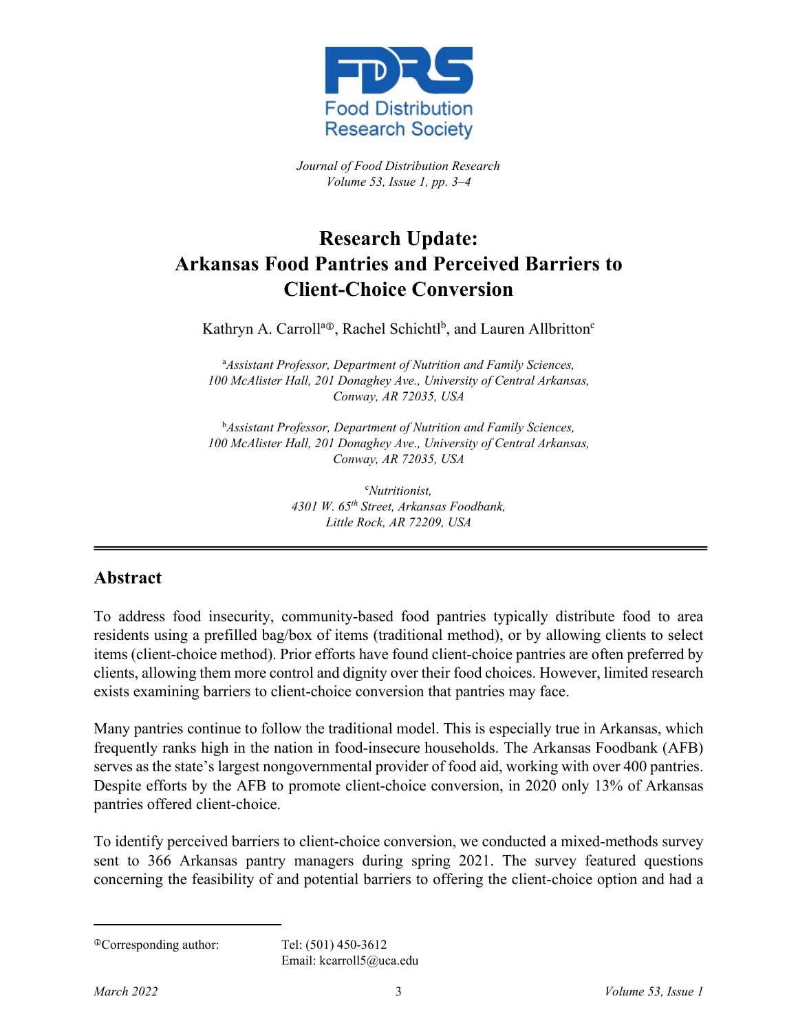# Research Update: Arkansas Food Pantries and Perceived Barriers to Client-Choice Conversion

Kathryn A. Carroll[a①], Rachel Schichtl[b], and Lauren Allbritton[c]

[a]*Assistant Professor, Department of Nutrition and Family Sciences, 100 McAlister Hall, 201 Donaghey Ave., University of Central Arkansas, Conway, AR 72035, USA*

[b]*Assistant Professor, Department of Nutrition and Family Sciences, 100 McAlister Hall, 201 Donaghey Ave., University of Central Arkansas, Conway, AR 72035, USA*

[c]*Nutritionist, 4301 W. 65th Street, Arkansas Foodbank, Little Rock, AR 72209, USA*

## Abstract

To address food insecurity, community-based food pantries typically distribute food to area residents using a prefilled bag/box of items (traditional method), or by allowing clients to select items (client-choice method). Prior efforts have found client-choice pantries are often preferred by clients, allowing them more control and dignity over their food choices. However, limited research exists examining barriers to client-choice conversion that pantries may face.

Many pantries continue to follow the traditional model. This is especially true in Arkansas, which frequently ranks high in the nation in food-insecure households. The Arkansas Foodbank (AFB) serves as the state's largest nongovernmental provider of food aid, working with over 400 pantries. Despite efforts by the AFB to promote client-choice conversion, in 2020 only 13% of Arkansas pantries offered client-choice.

To identify perceived barriers to client-choice conversion, we conducted a mixed-methods survey sent to 366 Arkansas pantry managers during spring 2021. The survey featured questions concerning the feasibility of and potential barriers to offering the client-choice option and had a

①Corresponding author: Tel: (501) 450-3612
Email: kcarroll5@uca.edu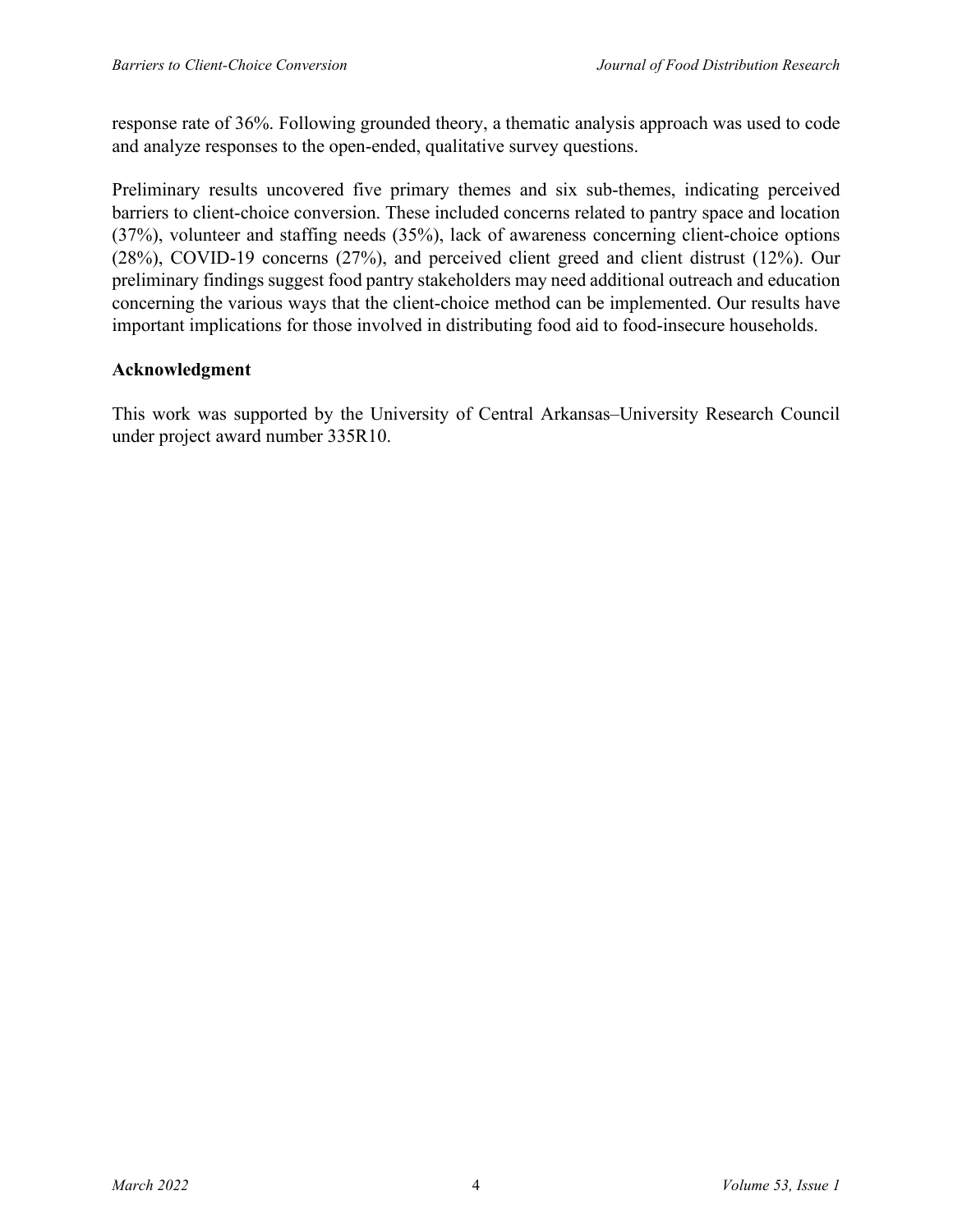response rate of 36%. Following grounded theory, a thematic analysis approach was used to code and analyze responses to the open-ended, qualitative survey questions.

Preliminary results uncovered five primary themes and six sub-themes, indicating perceived barriers to client-choice conversion. These included concerns related to pantry space and location (37%), volunteer and staffing needs (35%), lack of awareness concerning client-choice options (28%), COVID-19 concerns (27%), and perceived client greed and client distrust (12%). Our preliminary findings suggest food pantry stakeholders may need additional outreach and education concerning the various ways that the client-choice method can be implemented. Our results have important implications for those involved in distributing food aid to food-insecure households.

## Acknowledgment

This work was supported by the University of Central Arkansas–University Research Council under project award number 335R10.